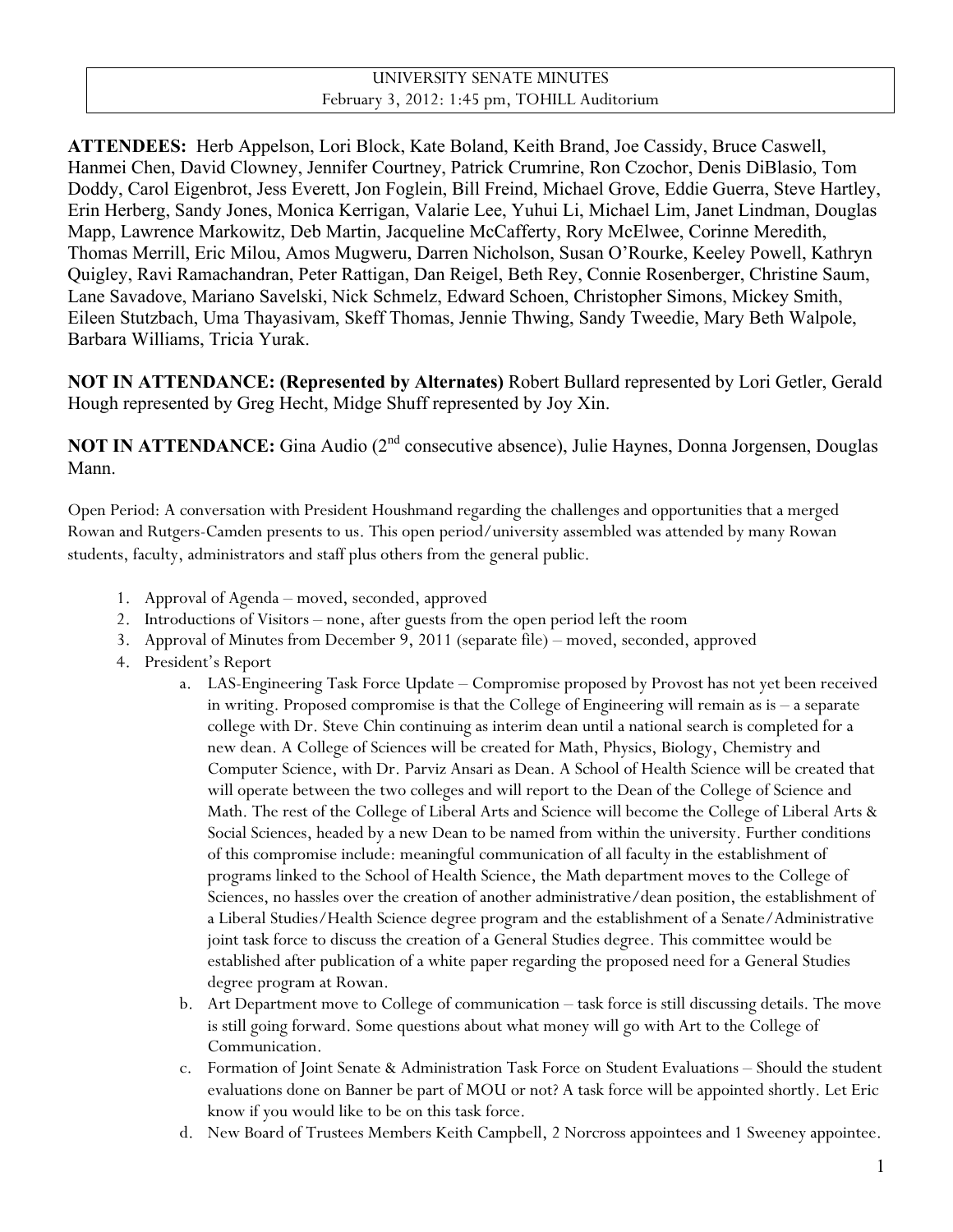UNIVERSITY SENATE MINUTES
February 3, 2012: 1:45 pm, TOHILL Auditorium

**ATTENDEES:** Herb Appelson, Lori Block, Kate Boland, Keith Brand, Joe Cassidy, Bruce Caswell, Hanmei Chen, David Clowney, Jennifer Courtney, Patrick Crumrine, Ron Czochor, Denis DiBlasio, Tom Doddy, Carol Eigenbrot, Jess Everett, Jon Foglein, Bill Freind, Michael Grove, Eddie Guerra, Steve Hartley, Erin Herberg, Sandy Jones, Monica Kerrigan, Valarie Lee, Yuhui Li, Michael Lim, Janet Lindman, Douglas Mapp, Lawrence Markowitz, Deb Martin, Jacqueline McCafferty, Rory McElwee, Corinne Meredith, Thomas Merrill, Eric Milou, Amos Mugweru, Darren Nicholson, Susan O'Rourke, Keeley Powell, Kathryn Quigley, Ravi Ramachandran, Peter Rattigan, Dan Reigel, Beth Rey, Connie Rosenberger, Christine Saum, Lane Savadove, Mariano Savelski, Nick Schmelz, Edward Schoen, Christopher Simons, Mickey Smith, Eileen Stutzbach, Uma Thayasivam, Skeff Thomas, Jennie Thwing, Sandy Tweedie, Mary Beth Walpole, Barbara Williams, Tricia Yurak.

**NOT IN ATTENDANCE: (Represented by Alternates)** Robert Bullard represented by Lori Getler, Gerald Hough represented by Greg Hecht, Midge Shuff represented by Joy Xin.

**NOT IN ATTENDANCE:** Gina Audio (2nd consecutive absence), Julie Haynes, Donna Jorgensen, Douglas Mann.

Open Period: A conversation with President Houshmand regarding the challenges and opportunities that a merged Rowan and Rutgers-Camden presents to us. This open period/university assembled was attended by many Rowan students, faculty, administrators and staff plus others from the general public.

1. Approval of Agenda – moved, seconded, approved
2. Introductions of Visitors – none, after guests from the open period left the room
3. Approval of Minutes from December 9, 2011 (separate file) – moved, seconded, approved
4. President's Report
    a. LAS-Engineering Task Force Update – Compromise proposed by Provost has not yet been received in writing. Proposed compromise is that the College of Engineering will remain as is – a separate college with Dr. Steve Chin continuing as interim dean until a national search is completed for a new dean. A College of Sciences will be created for Math, Physics, Biology, Chemistry and Computer Science, with Dr. Parviz Ansari as Dean. A School of Health Science will be created that will operate between the two colleges and will report to the Dean of the College of Science and Math. The rest of the College of Liberal Arts and Science will become the College of Liberal Arts & Social Sciences, headed by a new Dean to be named from within the university. Further conditions of this compromise include: meaningful communication of all faculty in the establishment of programs linked to the School of Health Science, the Math department moves to the College of Sciences, no hassles over the creation of another administrative/dean position, the establishment of a Liberal Studies/Health Science degree program and the establishment of a Senate/Administrative joint task force to discuss the creation of a General Studies degree. This committee would be established after publication of a white paper regarding the proposed need for a General Studies degree program at Rowan.
    b. Art Department move to College of communication – task force is still discussing details. The move is still going forward. Some questions about what money will go with Art to the College of Communication.
    c. Formation of Joint Senate & Administration Task Force on Student Evaluations – Should the student evaluations done on Banner be part of MOU or not? A task force will be appointed shortly. Let Eric know if you would like to be on this task force.
    d. New Board of Trustees Members Keith Campbell, 2 Norcross appointees and 1 Sweeney appointee.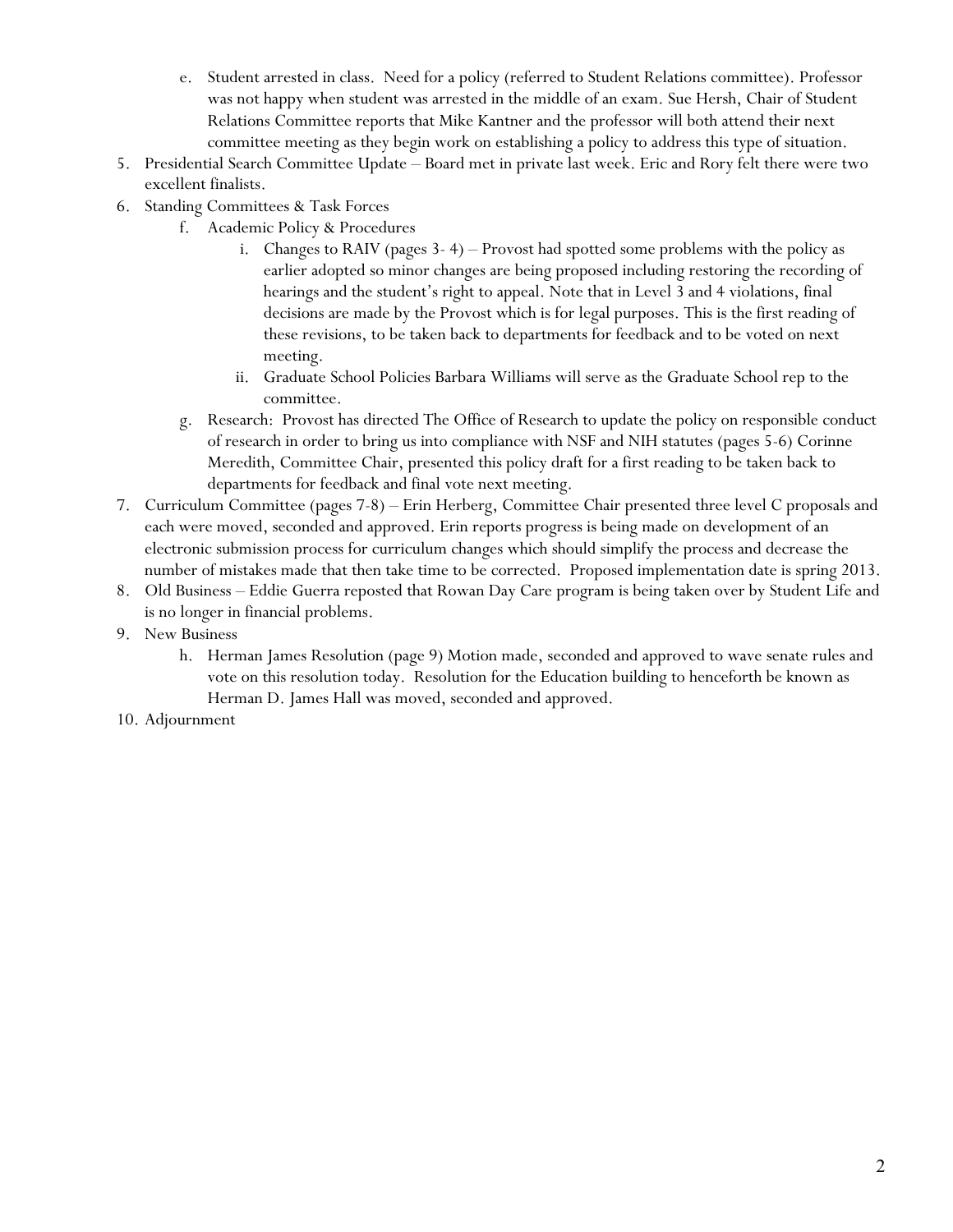e. Student arrested in class. Need for a policy (referred to Student Relations committee). Professor was not happy when student was arrested in the middle of an exam. Sue Hersh, Chair of Student Relations Committee reports that Mike Kantner and the professor will both attend their next committee meeting as they begin work on establishing a policy to address this type of situation.

5. Presidential Search Committee Update – Board met in private last week. Eric and Rory felt there were two excellent finalists.
6. Standing Committees & Task Forces
   f. Academic Policy & Procedures
      i. Changes to RAIV (pages 3- 4) – Provost had spotted some problems with the policy as earlier adopted so minor changes are being proposed including restoring the recording of hearings and the student's right to appeal. Note that in Level 3 and 4 violations, final decisions are made by the Provost which is for legal purposes. This is the first reading of these revisions, to be taken back to departments for feedback and to be voted on next meeting.
      ii. Graduate School Policies Barbara Williams will serve as the Graduate School rep to the committee.
   g. Research: Provost has directed The Office of Research to update the policy on responsible conduct of research in order to bring us into compliance with NSF and NIH statutes (pages 5-6) Corinne Meredith, Committee Chair, presented this policy draft for a first reading to be taken back to departments for feedback and final vote next meeting.
7. Curriculum Committee (pages 7-8) – Erin Herberg, Committee Chair presented three level C proposals and each were moved, seconded and approved. Erin reports progress is being made on development of an electronic submission process for curriculum changes which should simplify the process and decrease the number of mistakes made that then take time to be corrected. Proposed implementation date is spring 2013.
8. Old Business – Eddie Guerra reposted that Rowan Day Care program is being taken over by Student Life and is no longer in financial problems.
9. New Business
   h. Herman James Resolution (page 9) Motion made, seconded and approved to wave senate rules and vote on this resolution today. Resolution for the Education building to henceforth be known as Herman D. James Hall was moved, seconded and approved.
10. Adjournment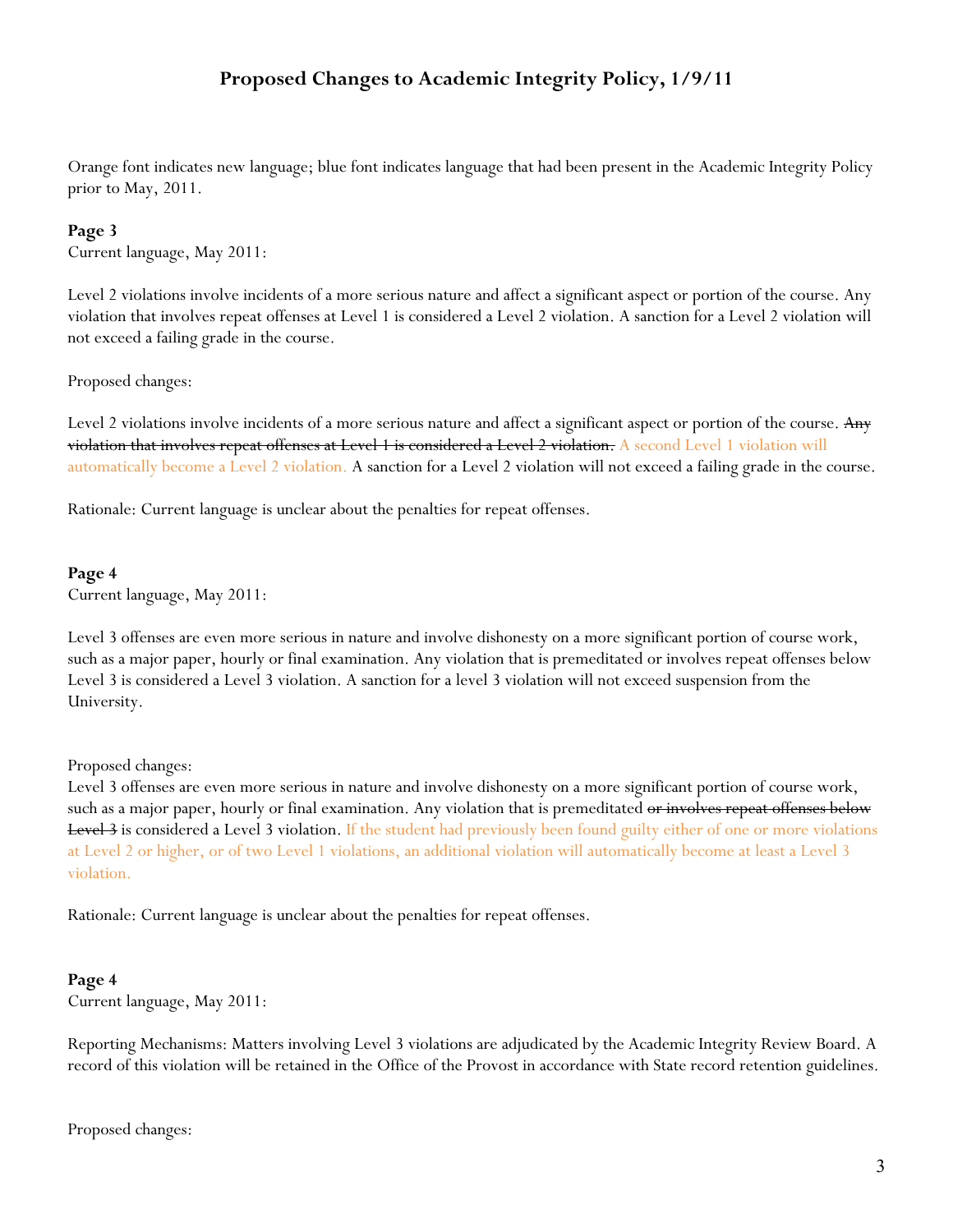## Proposed Changes to Academic Integrity Policy, 1/9/11

Orange font indicates new language; blue font indicates language that had been present in the Academic Integrity Policy prior to May, 2011.

**Page 3**

Current language, May 2011:

Level 2 violations involve incidents of a more serious nature and affect a significant aspect or portion of the course. Any violation that involves repeat offenses at Level 1 is considered a Level 2 violation. A sanction for a Level 2 violation will not exceed a failing grade in the course.

Proposed changes:

Level 2 violations involve incidents of a more serious nature and affect a significant aspect or portion of the course. ~~Any violation that involves repeat offenses at Level 1 is considered a Level 2 violation.~~ A second Level 1 violation will automatically become a Level 2 violation. A sanction for a Level 2 violation will not exceed a failing grade in the course.

Rationale: Current language is unclear about the penalties for repeat offenses.

**Page 4**

Current language, May 2011:

Level 3 offenses are even more serious in nature and involve dishonesty on a more significant portion of course work, such as a major paper, hourly or final examination. Any violation that is premeditated or involves repeat offenses below Level 3 is considered a Level 3 violation. A sanction for a level 3 violation will not exceed suspension from the University.

Proposed changes:

Level 3 offenses are even more serious in nature and involve dishonesty on a more significant portion of course work, such as a major paper, hourly or final examination. Any violation that is premeditated ~~or involves repeat offenses below Level 3~~ is considered a Level 3 violation. If the student had previously been found guilty either of one or more violations at Level 2 or higher, or of two Level 1 violations, an additional violation will automatically become at least a Level 3 violation.

Rationale: Current language is unclear about the penalties for repeat offenses.

**Page 4**

Current language, May 2011:

Reporting Mechanisms: Matters involving Level 3 violations are adjudicated by the Academic Integrity Review Board. A record of this violation will be retained in the Office of the Provost in accordance with State record retention guidelines.

Proposed changes: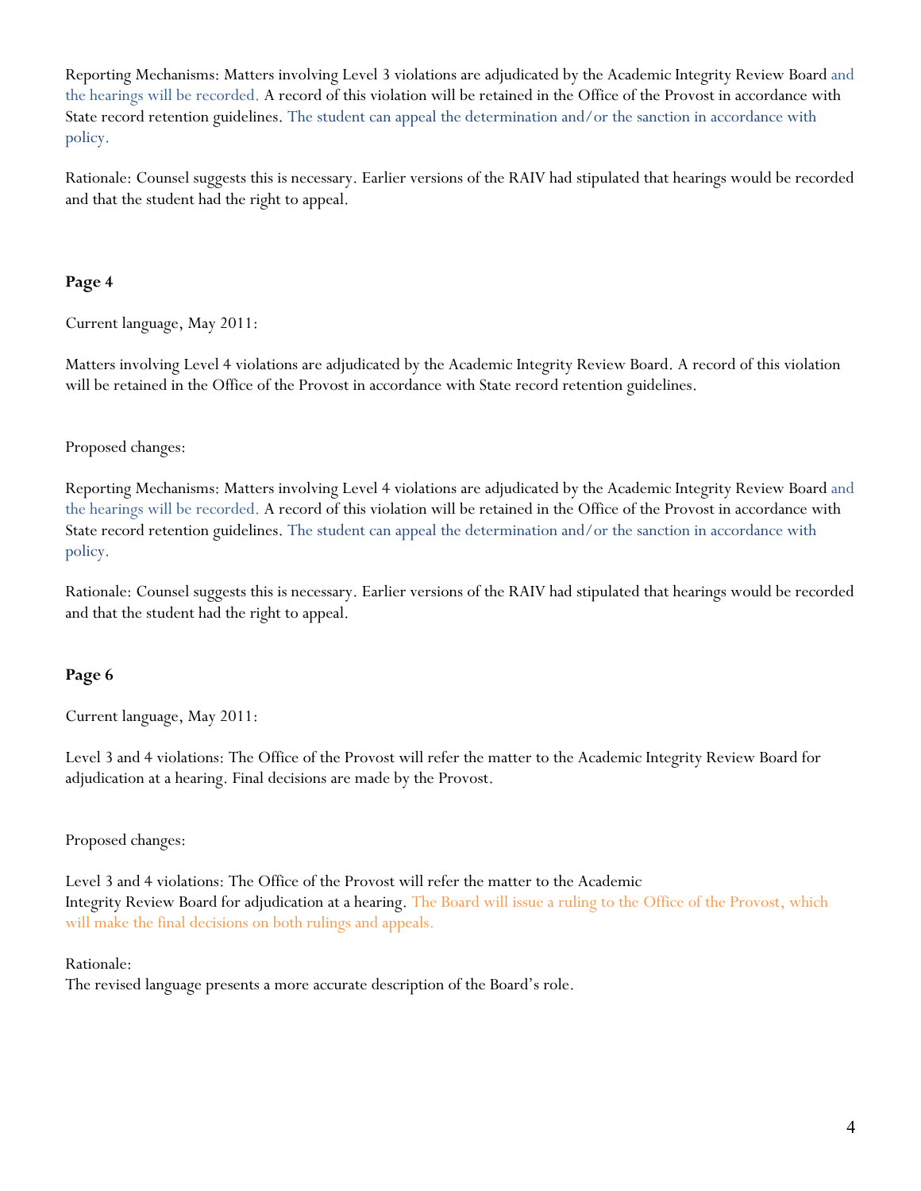Reporting Mechanisms: Matters involving Level 3 violations are adjudicated by the Academic Integrity Review Board and the hearings will be recorded. A record of this violation will be retained in the Office of the Provost in accordance with State record retention guidelines. The student can appeal the determination and/or the sanction in accordance with policy.

Rationale: Counsel suggests this is necessary. Earlier versions of the RAIV had stipulated that hearings would be recorded and that the student had the right to appeal.

**Page 4**

Current language, May 2011:

Matters involving Level 4 violations are adjudicated by the Academic Integrity Review Board. A record of this violation will be retained in the Office of the Provost in accordance with State record retention guidelines.

Proposed changes:

Reporting Mechanisms: Matters involving Level 4 violations are adjudicated by the Academic Integrity Review Board and the hearings will be recorded. A record of this violation will be retained in the Office of the Provost in accordance with State record retention guidelines. The student can appeal the determination and/or the sanction in accordance with policy.

Rationale: Counsel suggests this is necessary. Earlier versions of the RAIV had stipulated that hearings would be recorded and that the student had the right to appeal.

**Page 6**

Current language, May 2011:

Level 3 and 4 violations: The Office of the Provost will refer the matter to the Academic Integrity Review Board for adjudication at a hearing. Final decisions are made by the Provost.

Proposed changes:

Level 3 and 4 violations: The Office of the Provost will refer the matter to the Academic Integrity Review Board for adjudication at a hearing. The Board will issue a ruling to the Office of the Provost, which will make the final decisions on both rulings and appeals.

Rationale:
The revised language presents a more accurate description of the Board's role.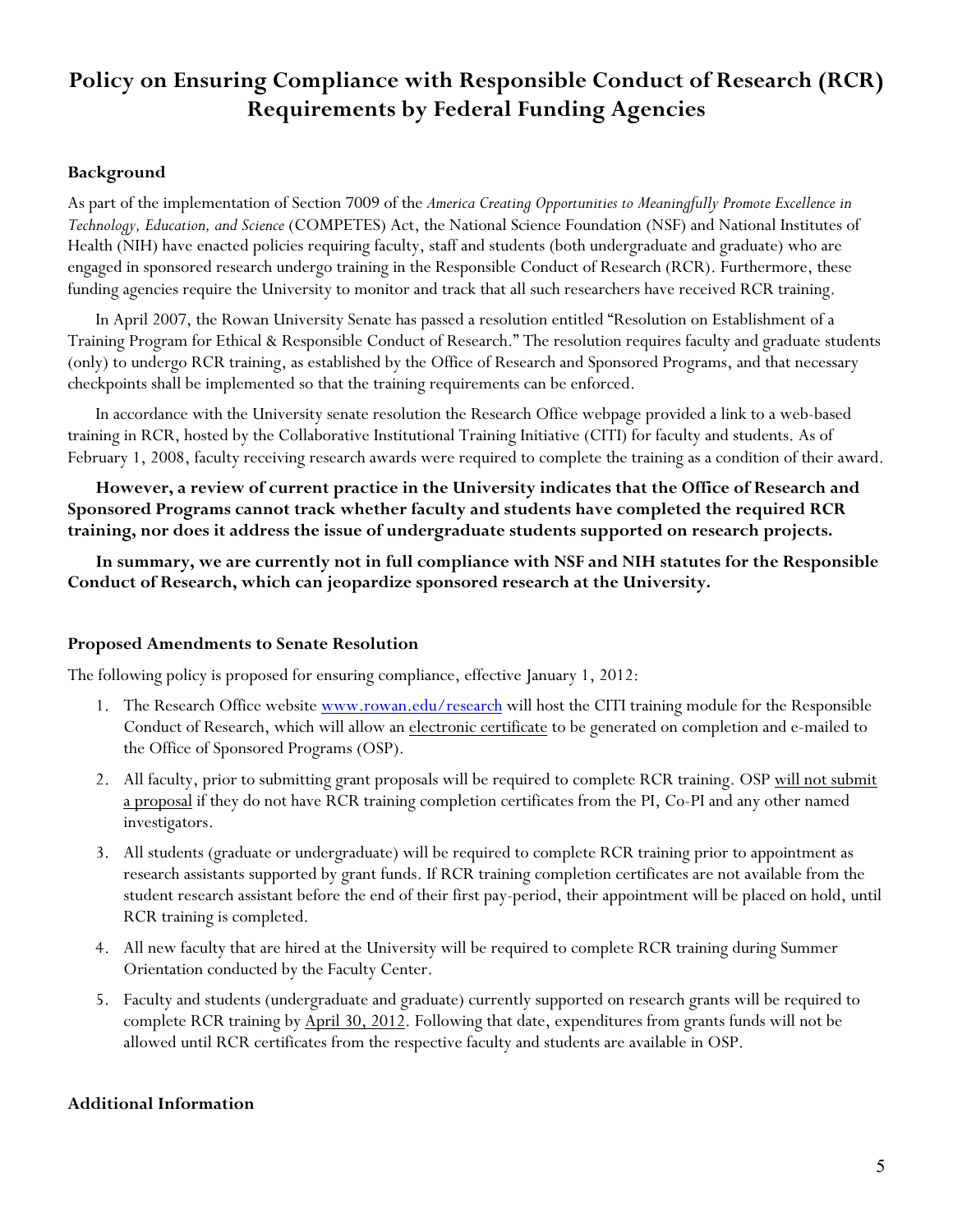# Policy on Ensuring Compliance with Responsible Conduct of Research (RCR) Requirements by Federal Funding Agencies

### Background

As part of the implementation of Section 7009 of the *America Creating Opportunities to Meaningfully Promote Excellence in Technology, Education, and Science* (COMPETES) Act, the National Science Foundation (NSF) and National Institutes of Health (NIH) have enacted policies requiring faculty, staff and students (both undergraduate and graduate) who are engaged in sponsored research undergo training in the Responsible Conduct of Research (RCR). Furthermore, these funding agencies require the University to monitor and track that all such researchers have received RCR training.

In April 2007, the Rowan University Senate has passed a resolution entitled "Resolution on Establishment of a Training Program for Ethical & Responsible Conduct of Research." The resolution requires faculty and graduate students (only) to undergo RCR training, as established by the Office of Research and Sponsored Programs, and that necessary checkpoints shall be implemented so that the training requirements can be enforced.

In accordance with the University senate resolution the Research Office webpage provided a link to a web-based training in RCR, hosted by the Collaborative Institutional Training Initiative (CITI) for faculty and students. As of February 1, 2008, faculty receiving research awards were required to complete the training as a condition of their award.

**However, a review of current practice in the University indicates that the Office of Research and Sponsored Programs cannot track whether faculty and students have completed the required RCR training, nor does it address the issue of undergraduate students supported on research projects.**

**In summary, we are currently not in full compliance with NSF and NIH statutes for the Responsible Conduct of Research, which can jeopardize sponsored research at the University.**

### Proposed Amendments to Senate Resolution

The following policy is proposed for ensuring compliance, effective January 1, 2012:

1. The Research Office website www.rowan.edu/research will host the CITI training module for the Responsible Conduct of Research, which will allow an electronic certificate to be generated on completion and e-mailed to the Office of Sponsored Programs (OSP).
2. All faculty, prior to submitting grant proposals will be required to complete RCR training. OSP will not submit a proposal if they do not have RCR training completion certificates from the PI, Co-PI and any other named investigators.
3. All students (graduate or undergraduate) will be required to complete RCR training prior to appointment as research assistants supported by grant funds. If RCR training completion certificates are not available from the student research assistant before the end of their first pay-period, their appointment will be placed on hold, until RCR training is completed.
4. All new faculty that are hired at the University will be required to complete RCR training during Summer Orientation conducted by the Faculty Center.
5. Faculty and students (undergraduate and graduate) currently supported on research grants will be required to complete RCR training by April 30, 2012. Following that date, expenditures from grants funds will not be allowed until RCR certificates from the respective faculty and students are available in OSP.

### Additional Information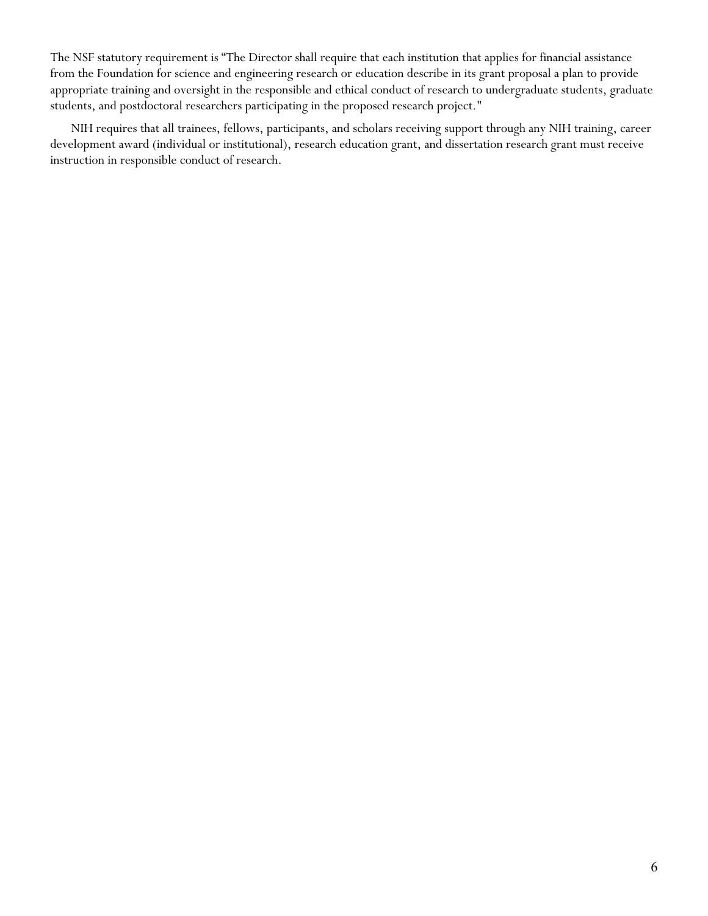The NSF statutory requirement is "The Director shall require that each institution that applies for financial assistance from the Foundation for science and engineering research or education describe in its grant proposal a plan to provide appropriate training and oversight in the responsible and ethical conduct of research to undergraduate students, graduate students, and postdoctoral researchers participating in the proposed research project."

NIH requires that all trainees, fellows, participants, and scholars receiving support through any NIH training, career development award (individual or institutional), research education grant, and dissertation research grant must receive instruction in responsible conduct of research.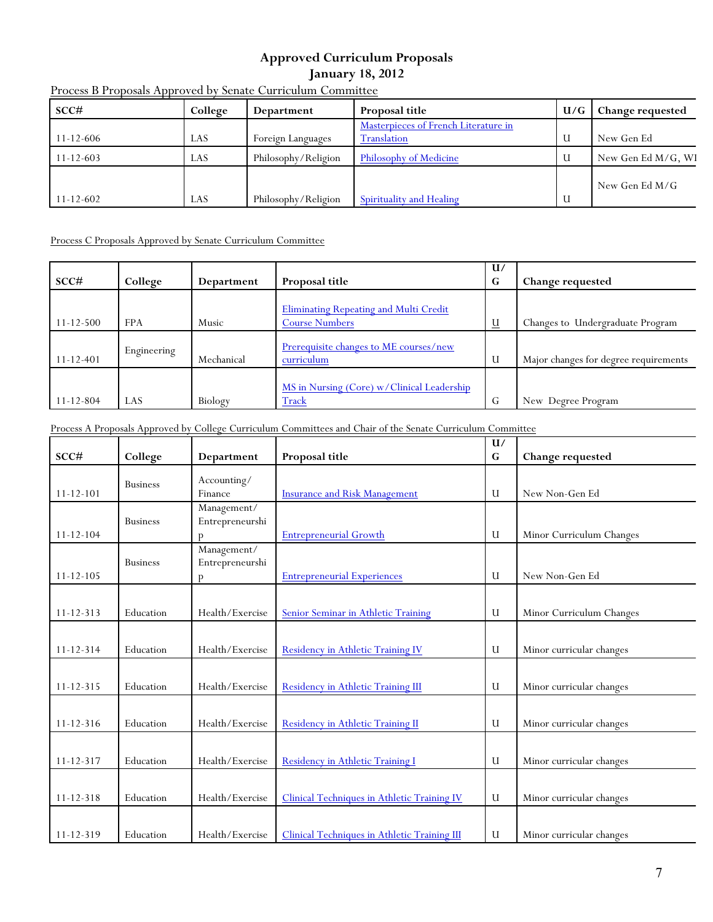# Approved Curriculum Proposals

## January 18, 2012

Process B Proposals Approved by Senate Curriculum Committee

| SCC# | College | Department | Proposal title | U/G | Change requested |
|---|---|---|---|---|---|
| 11-12-606 | LAS | Foreign Languages | Masterpieces of French Literature in Translation | U | New Gen Ed |
| 11-12-603 | LAS | Philosophy/Religion | Philosophy of Medicine | U | New Gen Ed M/G, WI |
| 11-12-602 | LAS | Philosophy/Religion | Spirituality and Healing | U | New Gen Ed M/G |

Process C Proposals Approved by Senate Curriculum Committee

| SCC# | College | Department | Proposal title | U/G | Change requested |
|---|---|---|---|---|---|
| 11-12-500 | FPA | Music | Eliminating Repeating and Multi Credit Course Numbers | U | Changes to Undergraduate Program |
| 11-12-401 | Engineering | Mechanical | Prerequisite changes to ME courses/new curriculum | U | Major changes for degree requirements |
| 11-12-804 | LAS | Biology | MS in Nursing (Core) w/Clinical Leadership Track | G | New Degree Program |

Process A Proposals Approved by College Curriculum Committees and Chair of the Senate Curriculum Committee

| SCC# | College | Department | Proposal title | U/G | Change requested |
|---|---|---|---|---|---|
| 11-12-101 | Business | Accounting/ Finance | Insurance and Risk Management | U | New Non-Gen Ed |
| 11-12-104 | Business | Management/ Entrepreneurship | Entrepreneurial Growth | U | Minor Curriculum Changes |
| 11-12-105 | Business | Management/ Entrepreneurship | Entrepreneurial Experiences | U | New Non-Gen Ed |
| 11-12-313 | Education | Health/Exercise | Senior Seminar in Athletic Training | U | Minor Curriculum Changes |
| 11-12-314 | Education | Health/Exercise | Residency in Athletic Training IV | U | Minor curricular changes |
| 11-12-315 | Education | Health/Exercise | Residency in Athletic Training III | U | Minor curricular changes |
| 11-12-316 | Education | Health/Exercise | Residency in Athletic Training II | U | Minor curricular changes |
| 11-12-317 | Education | Health/Exercise | Residency in Athletic Training I | U | Minor curricular changes |
| 11-12-318 | Education | Health/Exercise | Clinical Techniques in Athletic Training IV | U | Minor curricular changes |
| 11-12-319 | Education | Health/Exercise | Clinical Techniques in Athletic Training III | U | Minor curricular changes |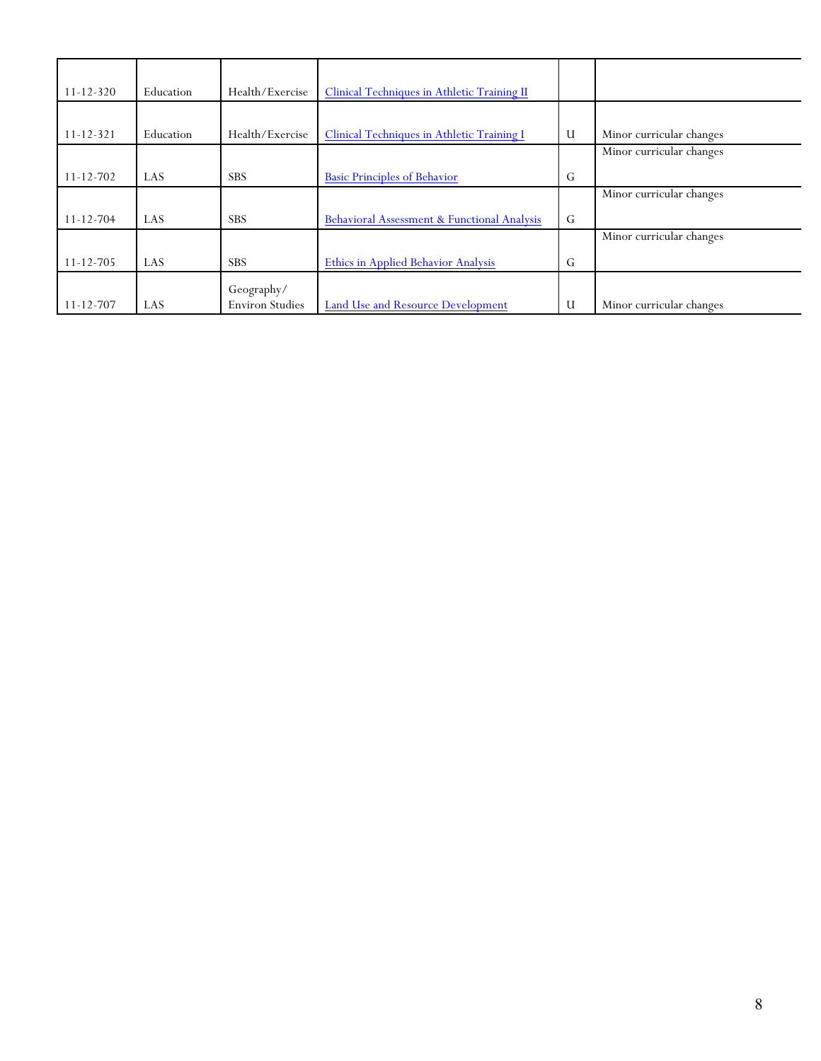| | | | | | |
|---|---|---|---|---|---|
| 11-12-320 | Education | Health/Exercise | Clinical Techniques in Athletic Training II | | |
| 11-12-321 | Education | Health/Exercise | Clinical Techniques in Athletic Training I | U | Minor curricular changes |
| 11-12-702 | LAS | SBS | Basic Principles of Behavior | G | Minor curricular changes |
| 11-12-704 | LAS | SBS | Behavioral Assessment & Functional Analysis | G | Minor curricular changes |
| 11-12-705 | LAS | SBS | Ethics in Applied Behavior Analysis | G | Minor curricular changes |
| 11-12-707 | LAS | Geography/ Environ Studies | Land Use and Resource Development | U | Minor curricular changes |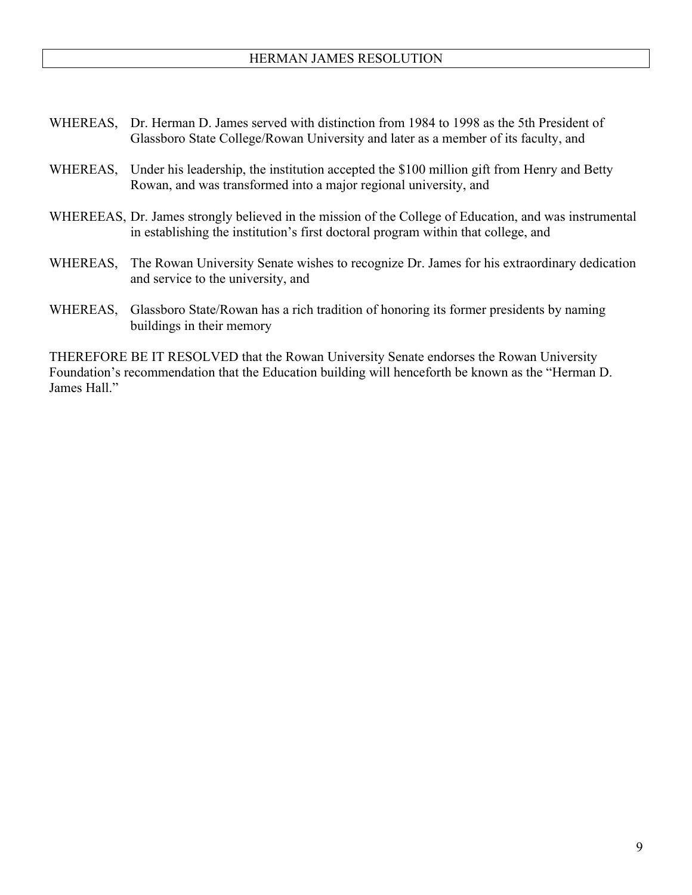# HERMAN JAMES RESOLUTION

WHEREAS, Dr. Herman D. James served with distinction from 1984 to 1998 as the 5th President of Glassboro State College/Rowan University and later as a member of its faculty, and

WHEREAS, Under his leadership, the institution accepted the $100 million gift from Henry and Betty Rowan, and was transformed into a major regional university, and

WHEREEAS, Dr. James strongly believed in the mission of the College of Education, and was instrumental in establishing the institution's first doctoral program within that college, and

WHEREAS, The Rowan University Senate wishes to recognize Dr. James for his extraordinary dedication and service to the university, and

WHEREAS, Glassboro State/Rowan has a rich tradition of honoring its former presidents by naming buildings in their memory

THEREFORE BE IT RESOLVED that the Rowan University Senate endorses the Rowan University Foundation's recommendation that the Education building will henceforth be known as the "Herman D. James Hall."